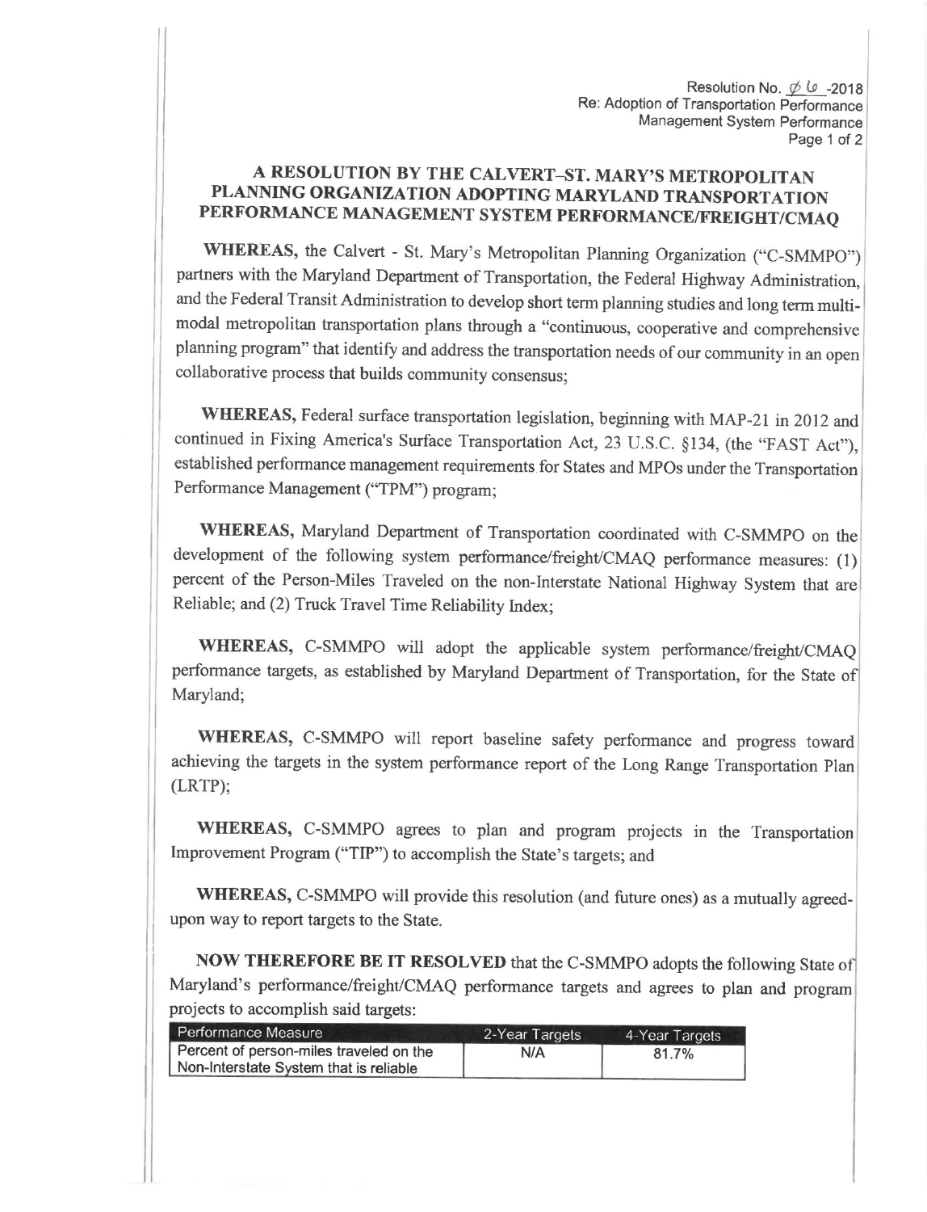Resolution No. ∅6-2018
Re: Adoption of Transportation Performance Management System Performance

# A RESOLUTION BY THE CALVERT–ST. MARY'S METROPOLITAN PLANNING ORGANIZATION ADOPTING MARYLAND TRANSPORTATION PERFORMANCE MANAGEMENT SYSTEM PERFORMANCE/FREIGHT/CMAQ

**WHEREAS,** the Calvert - St. Mary's Metropolitan Planning Organization ("C-SMMPO") partners with the Maryland Department of Transportation, the Federal Highway Administration, and the Federal Transit Administration to develop short term planning studies and long term multi-modal metropolitan transportation plans through a "continuous, cooperative and comprehensive planning program" that identify and address the transportation needs of our community in an open collaborative process that builds community consensus;

**WHEREAS,** Federal surface transportation legislation, beginning with MAP-21 in 2012 and continued in Fixing America's Surface Transportation Act, 23 U.S.C. §134, (the "FAST Act"), established performance management requirements for States and MPOs under the Transportation Performance Management ("TPM") program;

**WHEREAS,** Maryland Department of Transportation coordinated with C-SMMPO on the development of the following system performance/freight/CMAQ performance measures: (1) percent of the Person-Miles Traveled on the non-Interstate National Highway System that are Reliable; and (2) Truck Travel Time Reliability Index;

**WHEREAS,** C-SMMPO will adopt the applicable system performance/freight/CMAQ performance targets, as established by Maryland Department of Transportation, for the State of Maryland;

**WHEREAS,** C-SMMPO will report baseline safety performance and progress toward achieving the targets in the system performance report of the Long Range Transportation Plan (LRTP);

**WHEREAS,** C-SMMPO agrees to plan and program projects in the Transportation Improvement Program ("TIP") to accomplish the State's targets; and

**WHEREAS,** C-SMMPO will provide this resolution (and future ones) as a mutually agreed-upon way to report targets to the State.

**NOW THEREFORE BE IT RESOLVED** that the C-SMMPO adopts the following State of Maryland's performance/freight/CMAQ performance targets and agrees to plan and program projects to accomplish said targets:

| Performance Measure | 2-Year Targets | 4-Year Targets |
|---|---|---|
| Percent of person-miles traveled on the Non-Interstate System that is reliable | N/A | 81.7% |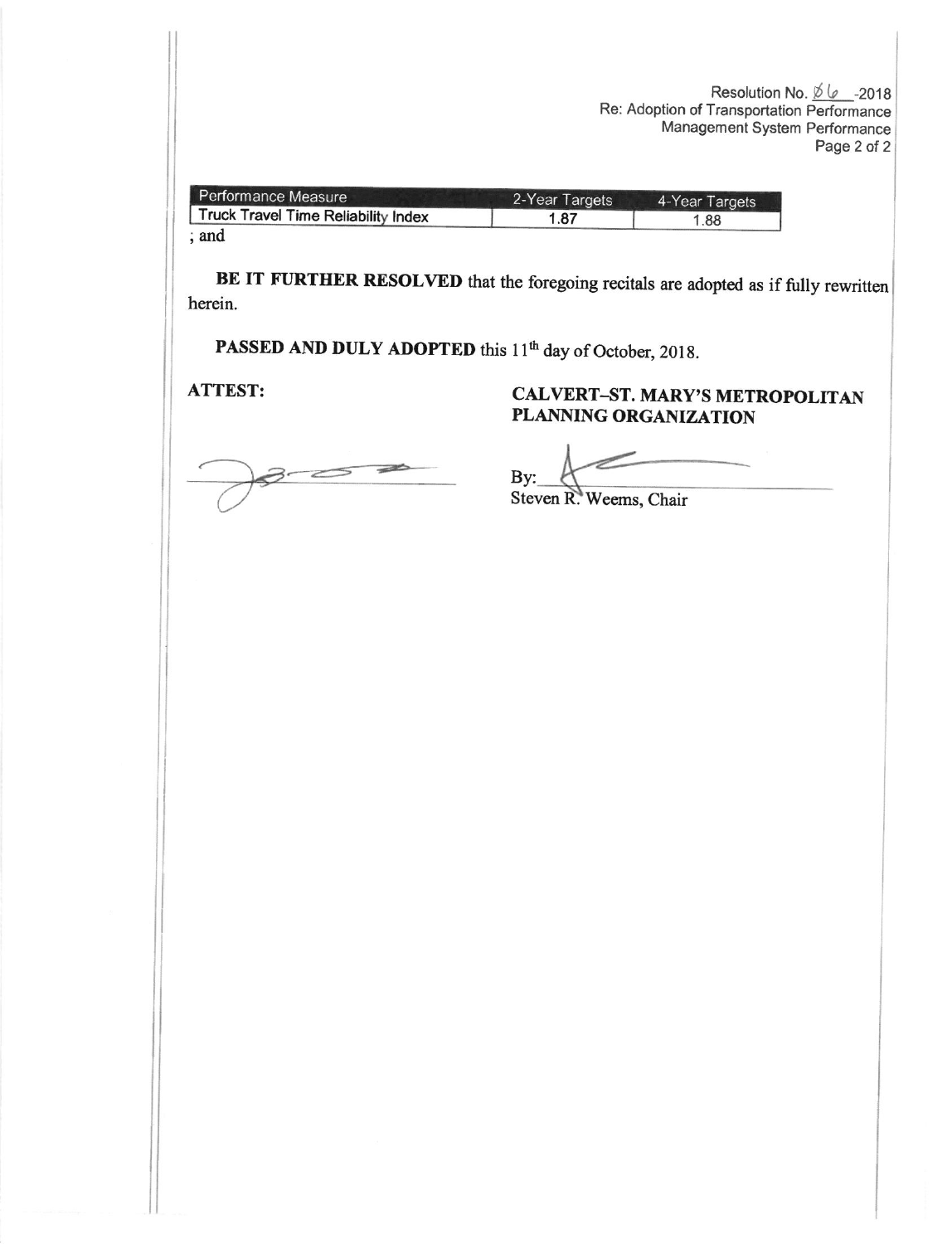| Performance Measure | 2-Year Targets | 4-Year Targets |
|---|---|---|
| Truck Travel Time Reliability Index | 1.87 | 1.88 |

; and

**BE IT FURTHER RESOLVED** that the foregoing recitals are adopted as if fully rewritten herein.

**PASSED AND DULY ADOPTED** this 11th day of October, 2018.

**ATTEST:**

**CALVERT–ST. MARY'S METROPOLITAN PLANNING ORGANIZATION**

By: \_\_\_\_\_\_\_\_\_\_\_\_\_\_\_\_\_\_\_\_
Steven R. Weems, Chair